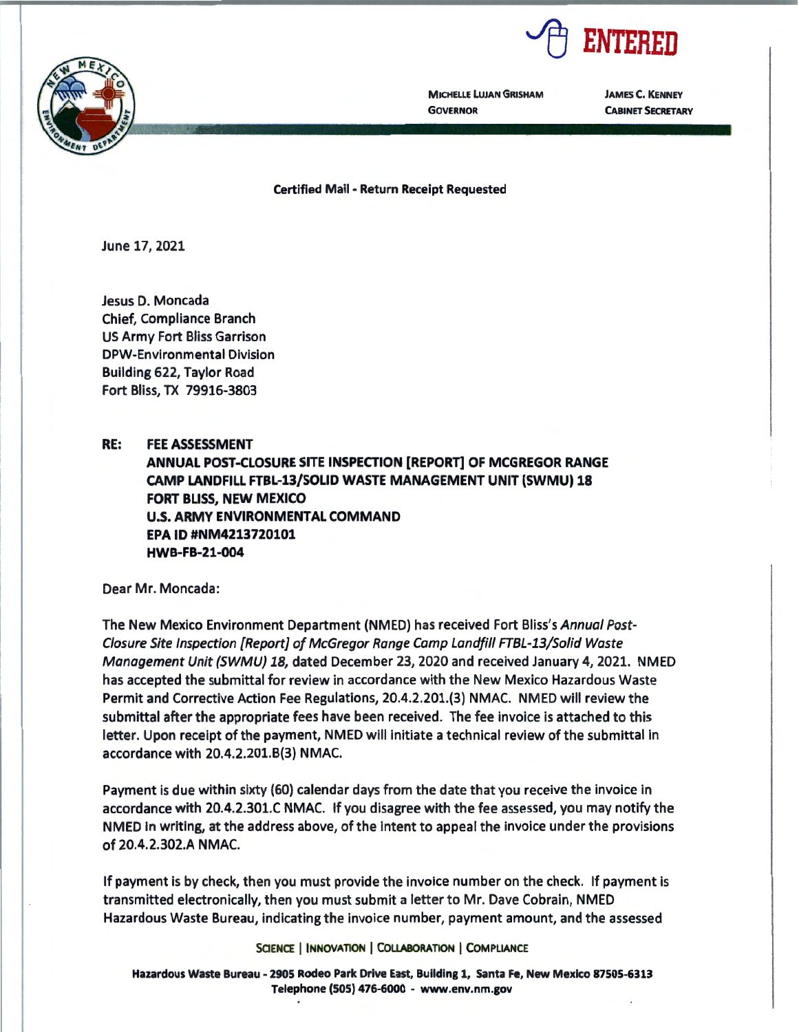ENTERED

MICHELLE LUJAN GRISHAM
GOVERNOR

JAMES C. KENNEY
CABINET SECRETARY

**Certified Mail - Return Receipt Requested**

June 17, 2021

Jesus D. Moncada
Chief, Compliance Branch
US Army Fort Bliss Garrison
DPW-Environmental Division
Building 622, Taylor Road
Fort Bliss, TX 79916-3803

**RE: FEE ASSESSMENT**
**ANNUAL POST-CLOSURE SITE INSPECTION [REPORT] OF MCGREGOR RANGE CAMP LANDFILL FTBL-13/SOLID WASTE MANAGEMENT UNIT (SWMU) 18**
**FORT BLISS, NEW MEXICO**
**U.S. ARMY ENVIRONMENTAL COMMAND**
**EPA ID #NM4213720101**
**HWB-FB-21-004**

Dear Mr. Moncada:

The New Mexico Environment Department (NMED) has received Fort Bliss's *Annual Post-Closure Site Inspection [Report] of McGregor Range Camp Landfill FTBL-13/Solid Waste Management Unit (SWMU) 18*, dated December 23, 2020 and received January 4, 2021. NMED has accepted the submittal for review in accordance with the New Mexico Hazardous Waste Permit and Corrective Action Fee Regulations, 20.4.2.201.(3) NMAC. NMED will review the submittal after the appropriate fees have been received. The fee invoice is attached to this letter. Upon receipt of the payment, NMED will initiate a technical review of the submittal in accordance with 20.4.2.201.B(3) NMAC.

Payment is due within sixty (60) calendar days from the date that you receive the invoice in accordance with 20.4.2.301.C NMAC. If you disagree with the fee assessed, you may notify the NMED in writing, at the address above, of the intent to appeal the invoice under the provisions of 20.4.2.302.A NMAC.

If payment is by check, then you must provide the invoice number on the check. If payment is transmitted electronically, then you must submit a letter to Mr. Dave Cobrain, NMED Hazardous Waste Bureau, indicating the invoice number, payment amount, and the assessed

SCIENCE | INNOVATION | COLLABORATION | COMPLIANCE

Hazardous Waste Bureau - 2905 Rodeo Park Drive East, Building 1, Santa Fe, New Mexico 87505-6313
Telephone (505) 476-6000 - www.env.nm.gov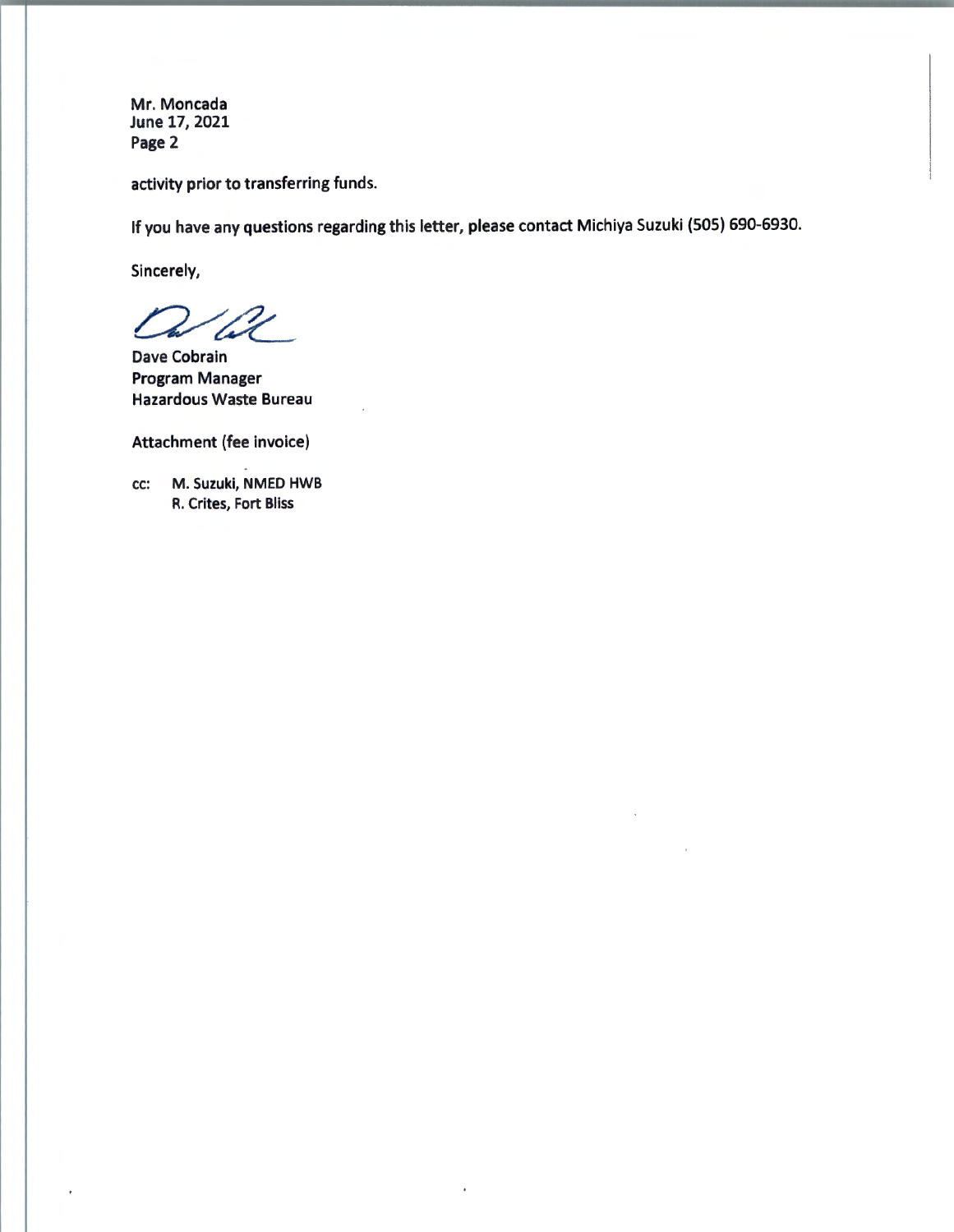Mr. Moncada
June 17, 2021
Page 2

activity prior to transferring funds.

If you have any questions regarding this letter, please contact Michiya Suzuki (505) 690-6930.

Sincerely,

Dave Cobrain
Program Manager
Hazardous Waste Bureau

Attachment (fee invoice)

cc: M. Suzuki, NMED HWB
R. Crites, Fort Bliss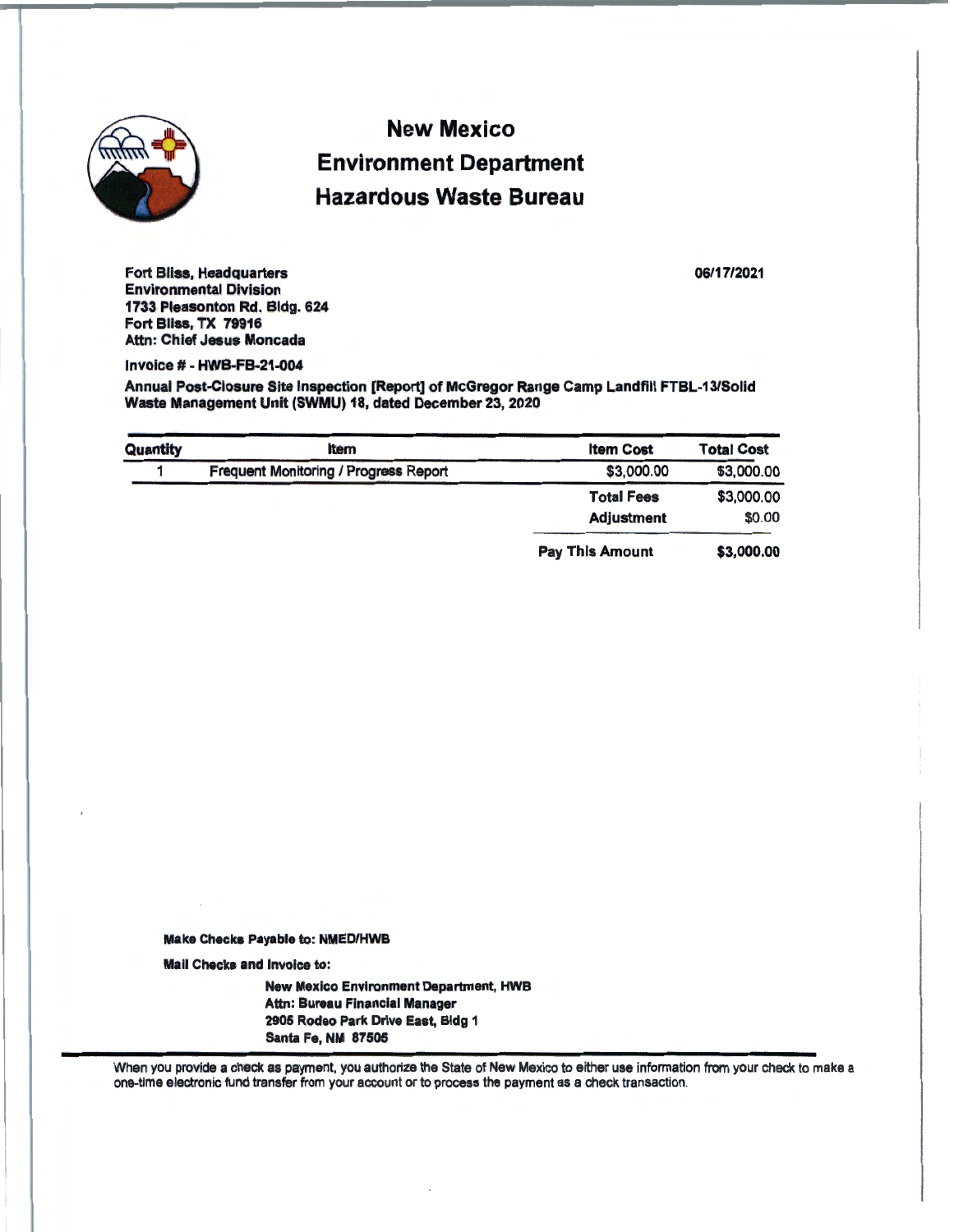# New Mexico
# Environment Department
# Hazardous Waste Bureau

**Fort Bliss, Headquarters**
**Environmental Division**
**1733 Pleasonton Rd. Bldg. 624**
**Fort Bliss, TX 79916**
**Attn: Chief Jesus Moncada**

**06/17/2021**

**Invoice # - HWB-FB-21-004**

**Annual Post-Closure Site Inspection [Report] of McGregor Range Camp Landfill FTBL-13/Solid Waste Management Unit (SWMU) 18, dated December 23, 2020**

| Quantity | Item | Item Cost | Total Cost |
|---|---|---|---|
| 1 | Frequent Monitoring / Progress Report | $3,000.00 | $3,000.00 |
| | | **Total Fees** | $3,000.00 |
| | | **Adjustment** | $0.00 |
| | | **Pay This Amount** | **$3,000.00** |

**Make Checks Payable to: NMED/HWB**

**Mail Checks and Invoice to:**

**New Mexico Environment Department, HWB**
**Attn: Bureau Financial Manager**
**2905 Rodeo Park Drive East, Bldg 1**
**Santa Fe, NM 87505**

When you provide a check as payment, you authorize the State of New Mexico to either use information from your check to make a one-time electronic fund transfer from your account or to process the payment as a check transaction.